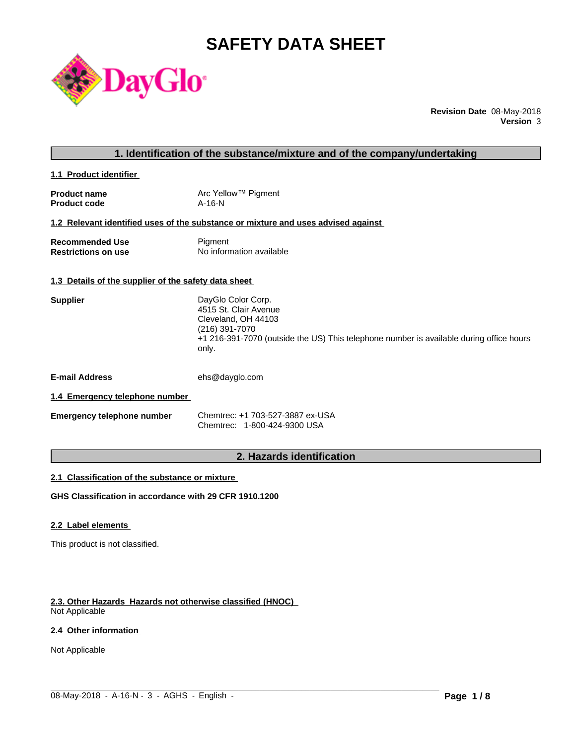# SAFETY DATA SHEET

**Revision Date** 08-May-2018
**Version** 3

## 1. Identification of the substance/mixture and of the company/undertaking

### 1.1 Product identifier

| | |
|---|---|
| **Product name** | Arc Yellow™ Pigment |
| **Product code** | A-16-N |

### 1.2 Relevant identified uses of the substance or mixture and uses advised against

| | |
|---|---|
| **Recommended Use** | Pigment |
| **Restrictions on use** | No information available |

### 1.3 Details of the supplier of the safety data sheet

**Supplier**

DayGlo Color Corp.
4515 St. Clair Avenue
Cleveland, OH 44103
(216) 391-7070
+1 216-391-7070 (outside the US) This telephone number is available during office hours only.

**E-mail Address** ehs@dayglo.com

### 1.4 Emergency telephone number

**Emergency telephone number**

Chemtrec: +1 703-527-3887 ex-USA
Chemtrec: 1-800-424-9300 USA

## 2. Hazards identification

### 2.1 Classification of the substance or mixture

**GHS Classification in accordance with 29 CFR 1910.1200**

### 2.2 Label elements

This product is not classified.

### 2.3. Other Hazards Hazards not otherwise classified (HNOC)

Not Applicable

### 2.4 Other information

Not Applicable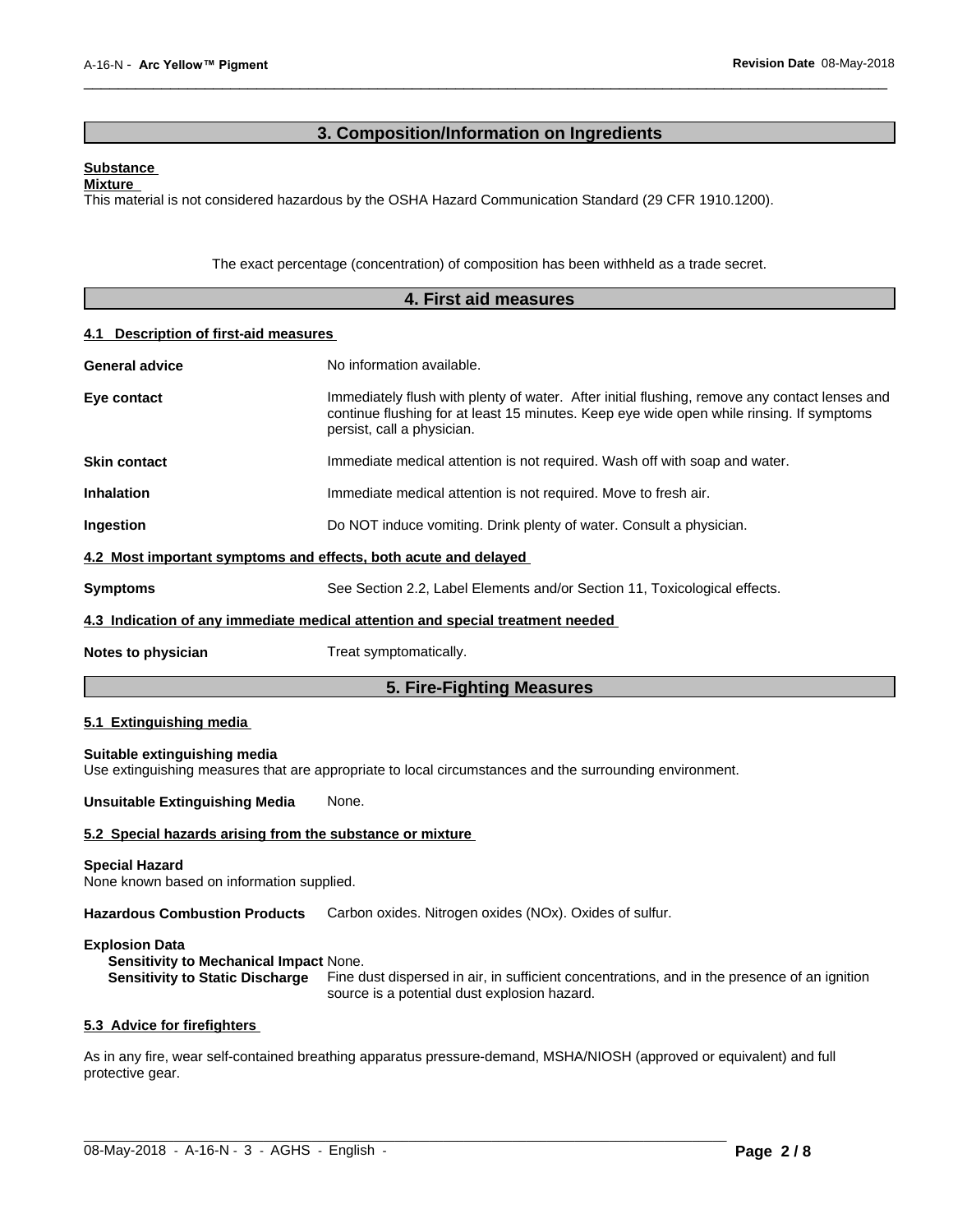## 3. Composition/Information on Ingredients

**Substance**

**Mixture**

This material is not considered hazardous by the OSHA Hazard Communication Standard (29 CFR 1910.1200).

The exact percentage (concentration) of composition has been withheld as a trade secret.

## 4. First aid measures

### 4.1 Description of first-aid measures

**General advice** No information available.

**Eye contact** Immediately flush with plenty of water. After initial flushing, remove any contact lenses and continue flushing for at least 15 minutes. Keep eye wide open while rinsing. If symptoms persist, call a physician.

**Skin contact** Immediate medical attention is not required. Wash off with soap and water.

**Inhalation** Immediate medical attention is not required. Move to fresh air.

**Ingestion** Do NOT induce vomiting. Drink plenty of water. Consult a physician.

### 4.2 Most important symptoms and effects, both acute and delayed

**Symptoms** See Section 2.2, Label Elements and/or Section 11, Toxicological effects.

### 4.3 Indication of any immediate medical attention and special treatment needed

**Notes to physician** Treat symptomatically.

## 5. Fire-Fighting Measures

### 5.1 Extinguishing media

**Suitable extinguishing media**

Use extinguishing measures that are appropriate to local circumstances and the surrounding environment.

**Unsuitable Extinguishing Media** None.

### 5.2 Special hazards arising from the substance or mixture

**Special Hazard**

None known based on information supplied.

**Hazardous Combustion Products** Carbon oxides. Nitrogen oxides (NOx). Oxides of sulfur.

**Explosion Data**

**Sensitivity to Mechanical Impact** None.

**Sensitivity to Static Discharge** Fine dust dispersed in air, in sufficient concentrations, and in the presence of an ignition source is a potential dust explosion hazard.

### 5.3 Advice for firefighters

As in any fire, wear self-contained breathing apparatus pressure-demand, MSHA/NIOSH (approved or equivalent) and full protective gear.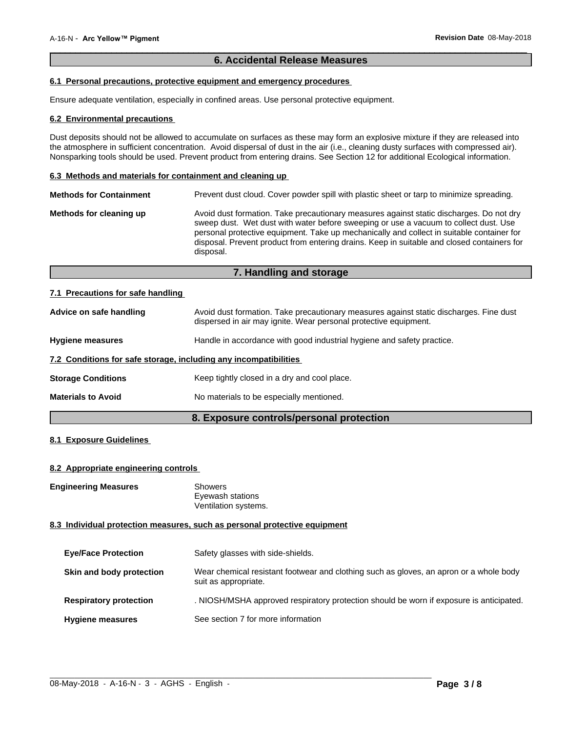## 6. Accidental Release Measures

### 6.1 Personal precautions, protective equipment and emergency procedures

Ensure adequate ventilation, especially in confined areas. Use personal protective equipment.

### 6.2 Environmental precautions

Dust deposits should not be allowed to accumulate on surfaces as these may form an explosive mixture if they are released into the atmosphere in sufficient concentration. Avoid dispersal of dust in the air (i.e., cleaning dusty surfaces with compressed air). Nonsparking tools should be used. Prevent product from entering drains. See Section 12 for additional Ecological information.

### 6.3 Methods and materials for containment and cleaning up

**Methods for Containment** Prevent dust cloud. Cover powder spill with plastic sheet or tarp to minimize spreading.

**Methods for cleaning up** Avoid dust formation. Take precautionary measures against static discharges. Do not dry sweep dust. Wet dust with water before sweeping or use a vacuum to collect dust. Use personal protective equipment. Take up mechanically and collect in suitable container for disposal. Prevent product from entering drains. Keep in suitable and closed containers for disposal.

## 7. Handling and storage

### 7.1 Precautions for safe handling

**Advice on safe handling** Avoid dust formation. Take precautionary measures against static discharges. Fine dust dispersed in air may ignite. Wear personal protective equipment.

**Hygiene measures** Handle in accordance with good industrial hygiene and safety practice.

### 7.2 Conditions for safe storage, including any incompatibilities

**Storage Conditions** Keep tightly closed in a dry and cool place.

**Materials to Avoid** No materials to be especially mentioned.

## 8. Exposure controls/personal protection

### 8.1 Exposure Guidelines

### 8.2 Appropriate engineering controls

**Engineering Measures** Showers
Eyewash stations
Ventilation systems.

### 8.3 Individual protection measures, such as personal protective equipment

**Eye/Face Protection** Safety glasses with side-shields.

**Skin and body protection** Wear chemical resistant footwear and clothing such as gloves, an apron or a whole body suit as appropriate.

**Respiratory protection** . NIOSH/MSHA approved respiratory protection should be worn if exposure is anticipated.

**Hygiene measures** See section 7 for more information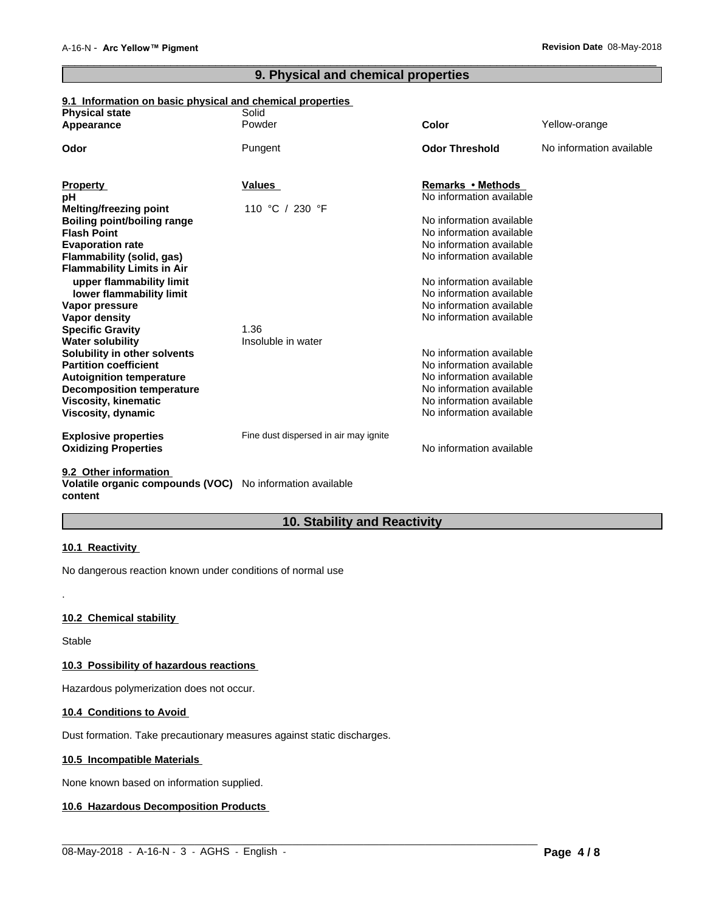## 9. Physical and chemical properties

### 9.1 Information on basic physical and chemical properties

| | | | |
|---|---|---|---|
| **Physical state** | Solid | | |
| **Appearance** | Powder | **Color** | Yellow-orange |
| **Odor** | Pungent | **Odor Threshold** | No information available |

| **Property** | **Values** | **Remarks • Methods** |
|---|---|---|
| **pH** | | No information available |
| **Melting/freezing point** | 110 °C / 230 °F | |
| **Boiling point/boiling range** | | No information available |
| **Flash Point** | | No information available |
| **Evaporation rate** | | No information available |
| **Flammability (solid, gas)** | | No information available |
| **Flammability Limits in Air** | | |
| **upper flammability limit** | | No information available |
| **lower flammability limit** | | No information available |
| **Vapor pressure** | | No information available |
| **Vapor density** | | No information available |
| **Specific Gravity** | 1.36 | |
| **Water solubility** | Insoluble in water | |
| **Solubility in other solvents** | | No information available |
| **Partition coefficient** | | No information available |
| **Autoignition temperature** | | No information available |
| **Decomposition temperature** | | No information available |
| **Viscosity, kinematic** | | No information available |
| **Viscosity, dynamic** | | No information available |
| **Explosive properties** | Fine dust dispersed in air may ignite | |
| **Oxidizing Properties** | | No information available |

### 9.2 Other information

**Volatile organic compounds (VOC) content** No information available

## 10. Stability and Reactivity

### 10.1 Reactivity

No dangerous reaction known under conditions of normal use

.

### 10.2 Chemical stability

Stable

### 10.3 Possibility of hazardous reactions

Hazardous polymerization does not occur.

### 10.4 Conditions to Avoid

Dust formation. Take precautionary measures against static discharges.

### 10.5 Incompatible Materials

None known based on information supplied.

### 10.6 Hazardous Decomposition Products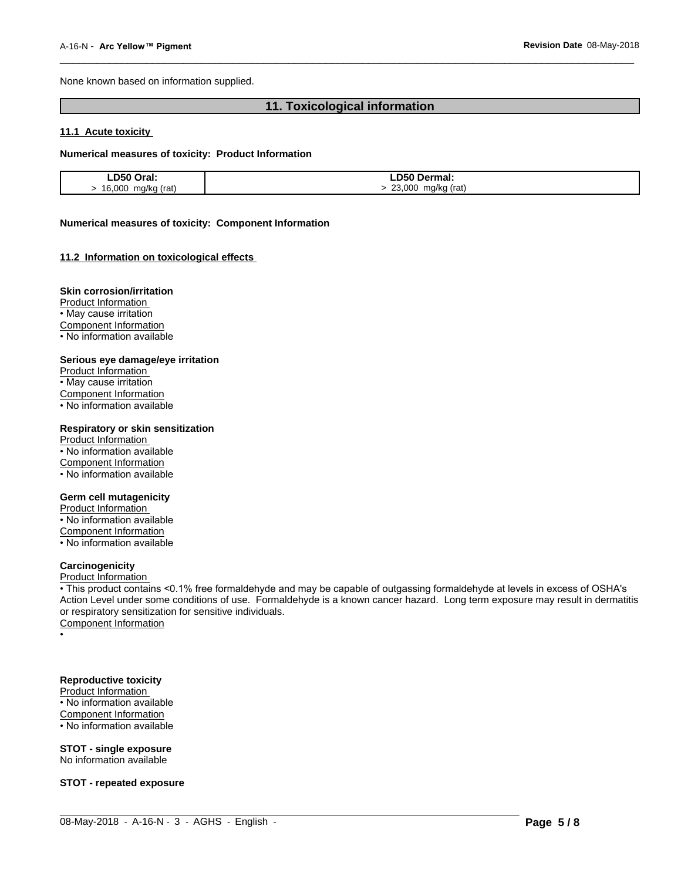None known based on information supplied.

## 11. Toxicological information

### 11.1 Acute toxicity

**Numerical measures of toxicity: Product Information**

| LD50 Oral: | LD50 Dermal: |
| --- | --- |
| > 16,000 mg/kg (rat) | > 23,000 mg/kg (rat) |

**Numerical measures of toxicity: Component Information**

### 11.2 Information on toxicological effects

**Skin corrosion/irritation**

Product Information

- May cause irritation

Component Information

- No information available

**Serious eye damage/eye irritation**

Product Information

- May cause irritation

Component Information

- No information available

**Respiratory or skin sensitization**

Product Information

- No information available

Component Information

- No information available

**Germ cell mutagenicity**

Product Information

- No information available

Component Information

- No information available

**Carcinogenicity**

Product Information

- This product contains <0.1% free formaldehyde and may be capable of outgassing formaldehyde at levels in excess of OSHA's Action Level under some conditions of use. Formaldehyde is a known cancer hazard. Long term exposure may result in dermatitis or respiratory sensitization for sensitive individuals.

Component Information

- 

**Reproductive toxicity**

Product Information

- No information available

Component Information

- No information available

**STOT - single exposure**

No information available

**STOT - repeated exposure**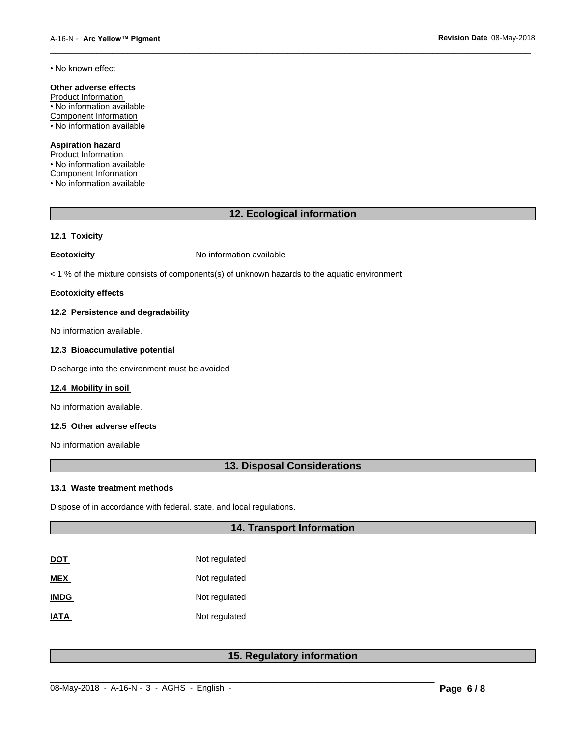• No known effect

**Other adverse effects**

Product Information

• No information available

Component Information

• No information available

**Aspiration hazard**

Product Information

• No information available

Component Information

• No information available

## 12. Ecological information

### 12.1 Toxicity

**Ecotoxicity** No information available

< 1 % of the mixture consists of components(s) of unknown hazards to the aquatic environment

**Ecotoxicity effects**

### 12.2 Persistence and degradability

No information available.

### 12.3 Bioaccumulative potential

Discharge into the environment must be avoided

### 12.4 Mobility in soil

No information available.

### 12.5 Other adverse effects

No information available

## 13. Disposal Considerations

### 13.1 Waste treatment methods

Dispose of in accordance with federal, state, and local regulations.

## 14. Transport Information

| | |
|---|---|
| **DOT** | Not regulated |
| **MEX** | Not regulated |
| **IMDG** | Not regulated |
| **IATA** | Not regulated |

## 15. Regulatory information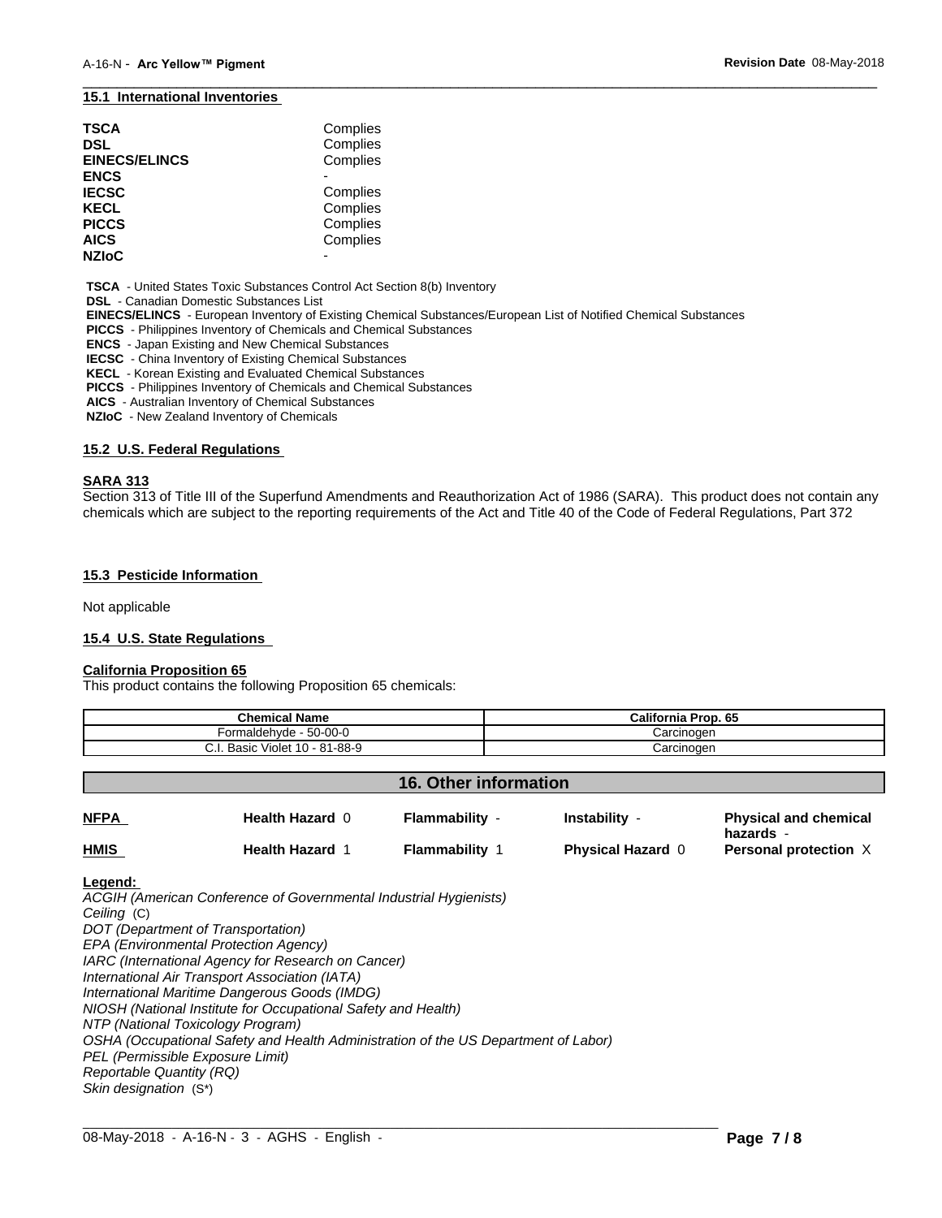### 15.1 International Inventories

| | |
|---|---|
| **TSCA** | Complies |
| **DSL** | Complies |
| **EINECS/ELINCS** | Complies |
| **ENCS** | - |
| **IECSC** | Complies |
| **KECL** | Complies |
| **PICCS** | Complies |
| **AICS** | Complies |
| **NZIoC** | - |

**TSCA** - United States Toxic Substances Control Act Section 8(b) Inventory
**DSL** - Canadian Domestic Substances List
**EINECS/ELINCS** - European Inventory of Existing Chemical Substances/European List of Notified Chemical Substances
**PICCS** - Philippines Inventory of Chemicals and Chemical Substances
**ENCS** - Japan Existing and New Chemical Substances
**IECSC** - China Inventory of Existing Chemical Substances
**KECL** - Korean Existing and Evaluated Chemical Substances
**PICCS** - Philippines Inventory of Chemicals and Chemical Substances
**AICS** - Australian Inventory of Chemical Substances
**NZIoC** - New Zealand Inventory of Chemicals

### 15.2 U.S. Federal Regulations

**SARA 313**

Section 313 of Title III of the Superfund Amendments and Reauthorization Act of 1986 (SARA). This product does not contain any chemicals which are subject to the reporting requirements of the Act and Title 40 of the Code of Federal Regulations, Part 372

### 15.3 Pesticide Information

Not applicable

### 15.4 U.S. State Regulations

**California Proposition 65**

This product contains the following Proposition 65 chemicals:

| Chemical Name | California Prop. 65 |
|---|---|
| Formaldehyde - 50-00-0 | Carcinogen |
| C.I. Basic Violet 10 - 81-88-9 | Carcinogen |

## 16. Other information

| | | | | |
|---|---|---|---|---|
| **NFPA** | **Health Hazard** 0 | **Flammability** - | **Instability** - | **Physical and chemical hazards** - |
| **HMIS** | **Health Hazard** 1 | **Flammability** 1 | **Physical Hazard** 0 | **Personal protection** X |

**Legend:**

*ACGIH (American Conference of Governmental Industrial Hygienists)*
*Ceiling* (C)
*DOT (Department of Transportation)*
*EPA (Environmental Protection Agency)*
*IARC (International Agency for Research on Cancer)*
*International Air Transport Association (IATA)*
*International Maritime Dangerous Goods (IMDG)*
*NIOSH (National Institute for Occupational Safety and Health)*
*NTP (National Toxicology Program)*
*OSHA (Occupational Safety and Health Administration of the US Department of Labor)*
*PEL (Permissible Exposure Limit)*
*Reportable Quantity (RQ)*
*Skin designation* (S*)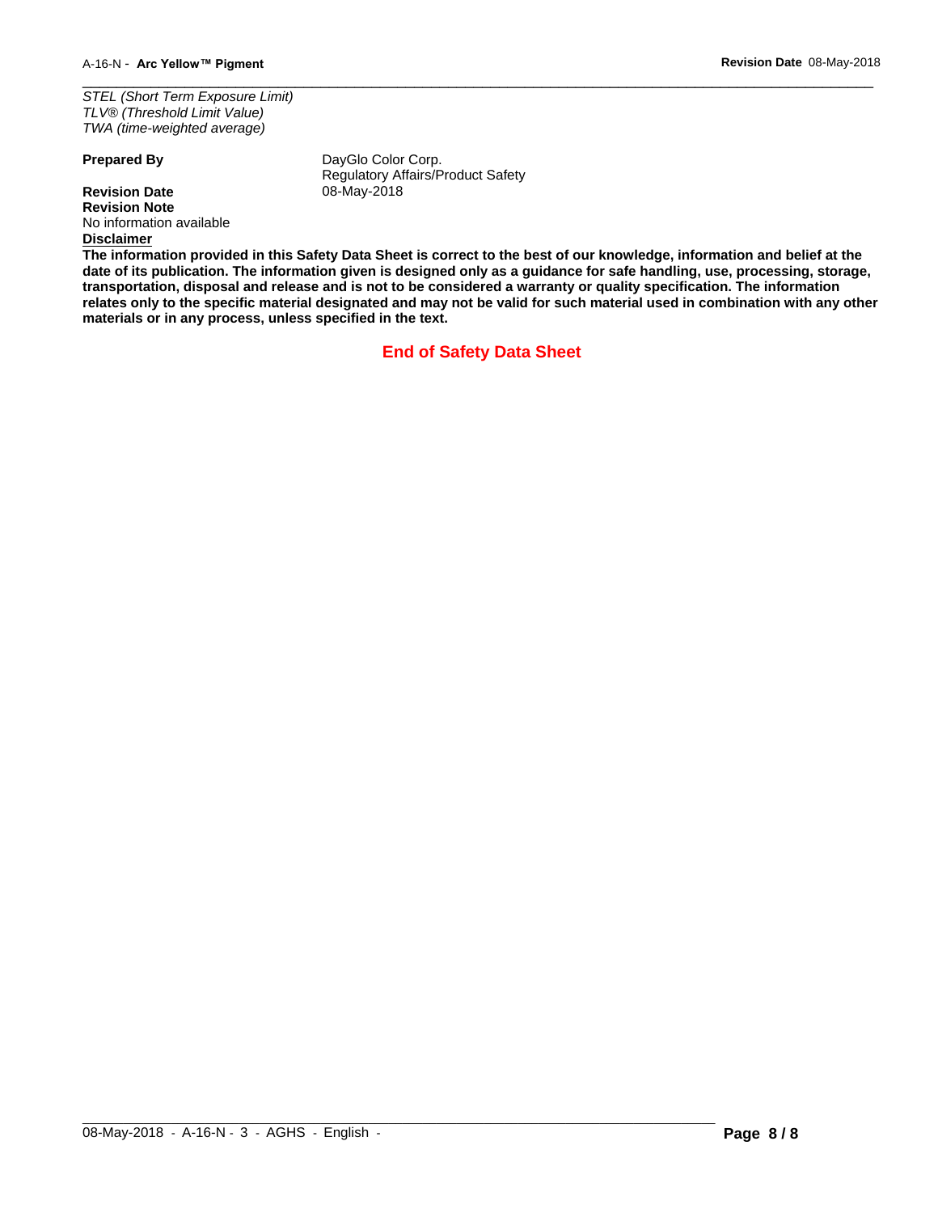*STEL (Short Term Exposure Limit)*
*TLV® (Threshold Limit Value)*
*TWA (time-weighted average)*

**Prepared By** DayGlo Color Corp.
Regulatory Affairs/Product Safety

**Revision Date** 08-May-2018

**Revision Note**

No information available

**Disclaimer**

**The information provided in this Safety Data Sheet is correct to the best of our knowledge, information and belief at the date of its publication. The information given is designed only as a guidance for safe handling, use, processing, storage, transportation, disposal and release and is not to be considered a warranty or quality specification. The information relates only to the specific material designated and may not be valid for such material used in combination with any other materials or in any process, unless specified in the text.**

**End of Safety Data Sheet**